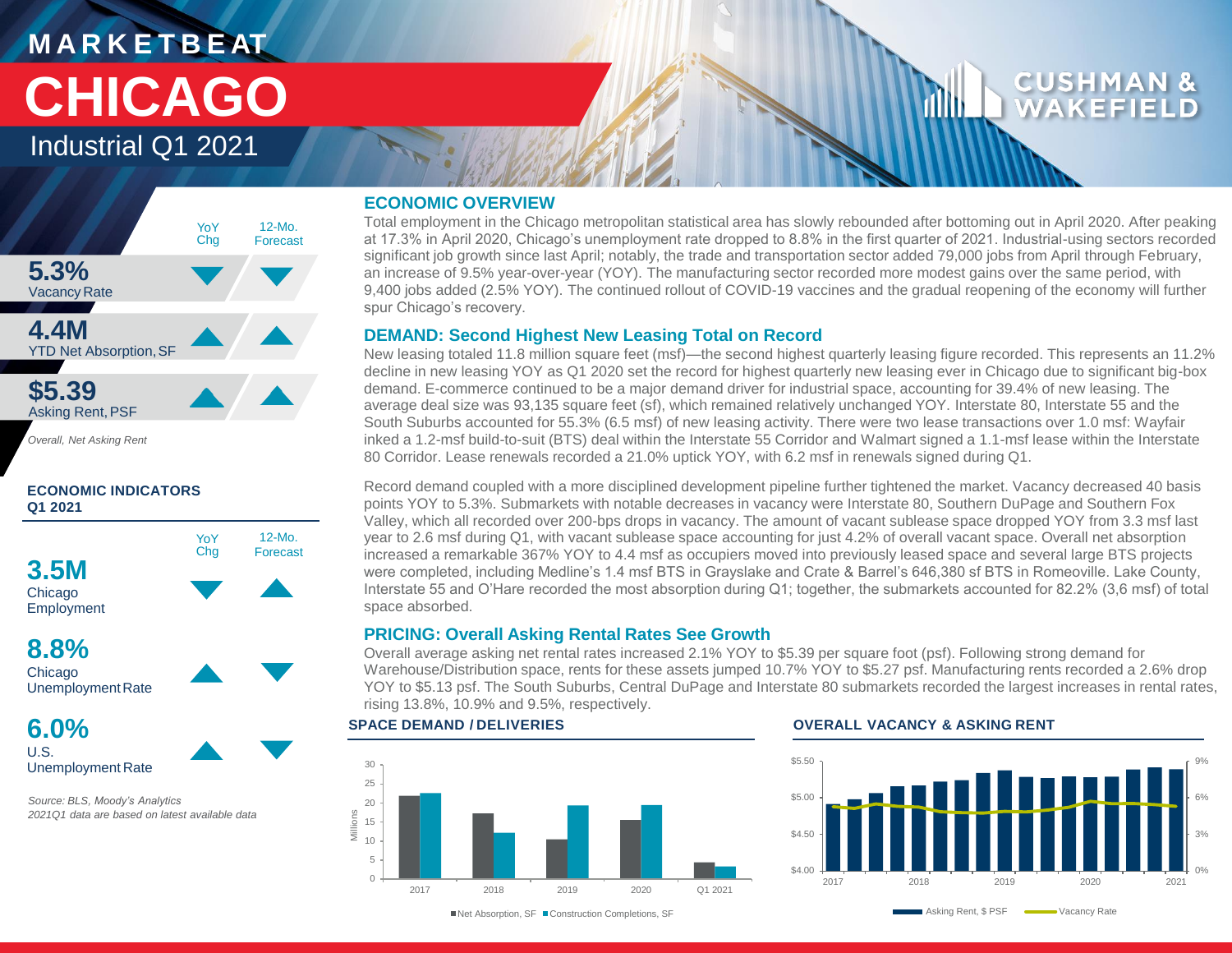# MARKETBEAT

# CHICAGO

## Industrial Q1 2021

| | YoY Chg | 12-Mo. Forecast |
|---|---|---|
| **5.3%** Vacancy Rate | ▼ | ▼ |
| **4.4M** YTD Net Absorption, SF | ▲ | ▲ |
| **$5.39** Asking Rent, PSF | ▲ | ▲ |

*Overall, Net Asking Rent*

### ECONOMIC INDICATORS Q1 2021

| | YoY Chg | 12-Mo. Forecast |
|---|---|---|
| **3.5M** Chicago Employment | ▼ | ▲ |
| **8.8%** Chicago Unemployment Rate | ▲ | ▼ |
| **6.0%** U.S. Unemployment Rate | ▲ | ▼ |

*Source: BLS, Moody's Analytics*
*2021Q1 data are based on latest available data*

## ECONOMIC OVERVIEW

Total employment in the Chicago metropolitan statistical area has slowly rebounded after bottoming out in April 2020. After peaking at 17.3% in April 2020, Chicago's unemployment rate dropped to 8.8% in the first quarter of 2021. Industrial-using sectors recorded significant job growth since last April; notably, the trade and transportation sector added 79,000 jobs from April through February, an increase of 9.5% year-over-year (YOY). The manufacturing sector recorded more modest gains over the same period, with 9,400 jobs added (2.5% YOY). The continued rollout of COVID-19 vaccines and the gradual reopening of the economy will further spur Chicago's recovery.

## DEMAND: Second Highest New Leasing Total on Record

New leasing totaled 11.8 million square feet (msf)—the second highest quarterly leasing figure recorded. This represents an 11.2% decline in new leasing YOY as Q1 2020 set the record for highest quarterly new leasing ever in Chicago due to significant big-box demand. E-commerce continued to be a major demand driver for industrial space, accounting for 39.4% of new leasing. The average deal size was 93,135 square feet (sf), which remained relatively unchanged YOY. Interstate 80, Interstate 55 and the South Suburbs accounted for 55.3% (6.5 msf) of new leasing activity. There were two lease transactions over 1.0 msf: Wayfair inked a 1.2-msf build-to-suit (BTS) deal within the Interstate 55 Corridor and Walmart signed a 1.1-msf lease within the Interstate 80 Corridor. Lease renewals recorded a 21.0% uptick YOY, with 6.2 msf in renewals signed during Q1.

Record demand coupled with a more disciplined development pipeline further tightened the market. Vacancy decreased 40 basis points YOY to 5.3%. Submarkets with notable decreases in vacancy were Interstate 80, Southern DuPage and Southern Fox Valley, which all recorded over 200-bps drops in vacancy. The amount of vacant sublease space dropped YOY from 3.3 msf last year to 2.6 msf during Q1, with vacant sublease space accounting for just 4.2% of overall vacant space. Overall net absorption increased a remarkable 367% YOY to 4.4 msf as occupiers moved into previously leased space and several large BTS projects were completed, including Medline's 1.4 msf BTS in Grayslake and Crate & Barrel's 646,380 sf BTS in Romeoville. Lake County, Interstate 55 and O'Hare recorded the most absorption during Q1; together, the submarkets accounted for 82.2% (3,6 msf) of total space absorbed.

## PRICING: Overall Asking Rental Rates See Growth

Overall average asking net rental rates increased 2.1% YOY to $5.39 per square foot (psf). Following strong demand for Warehouse/Distribution space, rents for these assets jumped 10.7% YOY to $5.27 psf. Manufacturing rents recorded a 2.6% drop YOY to $5.13 psf. The South Suburbs, Central DuPage and Interstate 80 submarkets recorded the largest increases in rental rates, rising 13.8%, 10.9% and 9.5%, respectively.

### SPACE DEMAND / DELIVERIES

| Millions | Net Absorption, SF | Construction Completions, SF |
|---|---|---|
| 2017 | ~22 | ~22.5 |
| 2018 | ~17 | ~12 |
| 2019 | ~10 | ~19 |
| 2020 | ~15.5 | ~19 |
| Q1 2021 | ~4.4 | ~3 |

### OVERALL VACANCY & ASKING RENT

Legend: Asking Rent, $ PSF; Vacancy Rate (2017–2021)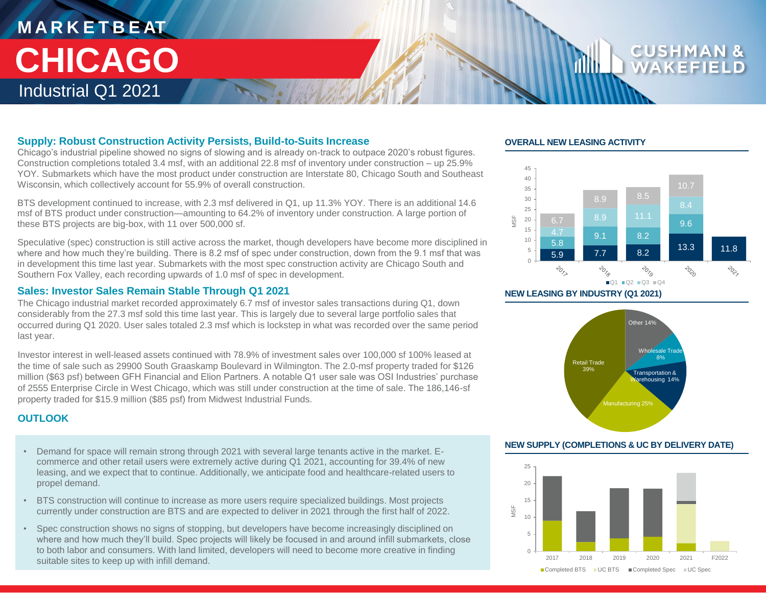# MARKETBEAT

# CHICAGO

## Industrial Q1 2021

### Supply: Robust Construction Activity Persists, Build-to-Suits Increase

Chicago's industrial pipeline showed no signs of slowing and is already on-track to outpace 2020's robust figures. Construction completions totaled 3.4 msf, with an additional 22.8 msf of inventory under construction – up 25.9% YOY. Submarkets which have the most product under construction are Interstate 80, Chicago South and Southeast Wisconsin, which collectively account for 55.9% of overall construction.

BTS development continued to increase, with 2.3 msf delivered in Q1, up 11.3% YOY. There is an additional 14.6 msf of BTS product under construction—amounting to 64.2% of inventory under construction. A large portion of these BTS projects are big-box, with 11 over 500,000 sf.

Speculative (spec) construction is still active across the market, though developers have become more disciplined in where and how much they're building. There is 8.2 msf of spec under construction, down from the 9.1 msf that was in development this time last year. Submarkets with the most spec construction activity are Chicago South and Southern Fox Valley, each recording upwards of 1.0 msf of spec in development.

### Sales: Investor Sales Remain Stable Through Q1 2021

The Chicago industrial market recorded approximately 6.7 msf of investor sales transactions during Q1, down considerably from the 27.3 msf sold this time last year. This is largely due to several large portfolio sales that occurred during Q1 2020. User sales totaled 2.3 msf which is lockstep in what was recorded over the same period last year.

Investor interest in well-leased assets continued with 78.9% of investment sales over 100,000 sf 100% leased at the time of sale such as 29900 South Graaskamp Boulevard in Wilmington. The 2.0-msf property traded for $126 million ($63 psf) between GFH Financial and Elion Partners. A notable Q1 user sale was OSI Industries' purchase of 2555 Enterprise Circle in West Chicago, which was still under construction at the time of sale. The 186,146-sf property traded for $15.9 million ($85 psf) from Midwest Industrial Funds.

### OUTLOOK

- Demand for space will remain strong through 2021 with several large tenants active in the market. E-commerce and other retail users were extremely active during Q1 2021, accounting for 39.4% of new leasing, and we expect that to continue. Additionally, we anticipate food and healthcare-related users to propel demand.
- BTS construction will continue to increase as more users require specialized buildings. Most projects currently under construction are BTS and are expected to deliver in 2021 through the first half of 2022.
- Spec construction shows no signs of stopping, but developers have become increasingly disciplined on where and how much they'll build. Spec projects will likely be focused in and around infill submarkets, close to both labor and consumers. With land limited, developers will need to become more creative in finding suitable sites to keep up with infill demand.

### OVERALL NEW LEASING ACTIVITY

MSF

| Year | Q1 | Q2 | Q3 | Q4 |
|---|---|---|---|---|
| 2017 | 5.9 | 5.8 | 4.7 | 6.7 |
| 2018 | 7.7 | 9.1 | 8.9 | 8.9 |
| 2019 | 8.2 | 8.2 | 11.1 | 8.5 |
| 2020 | 13.3 | 9.6 | 8.4 | 10.7 |
| 2021 | 11.8 | | | |

### NEW LEASING BY INDUSTRY (Q1 2021)

| Industry | Share |
|---|---|
| Retail Trade | 39% |
| Manufacturing | 25% |
| Transportation & Warehousing | 14% |
| Other | 14% |
| Wholesale Trade | 8% |

### NEW SUPPLY (COMPLETIONS & UC BY DELIVERY DATE)

MSF; years 2017, 2018, 2019, 2020, 2021, F2022

Completed BTS | UC BTS | Completed Spec | UC Spec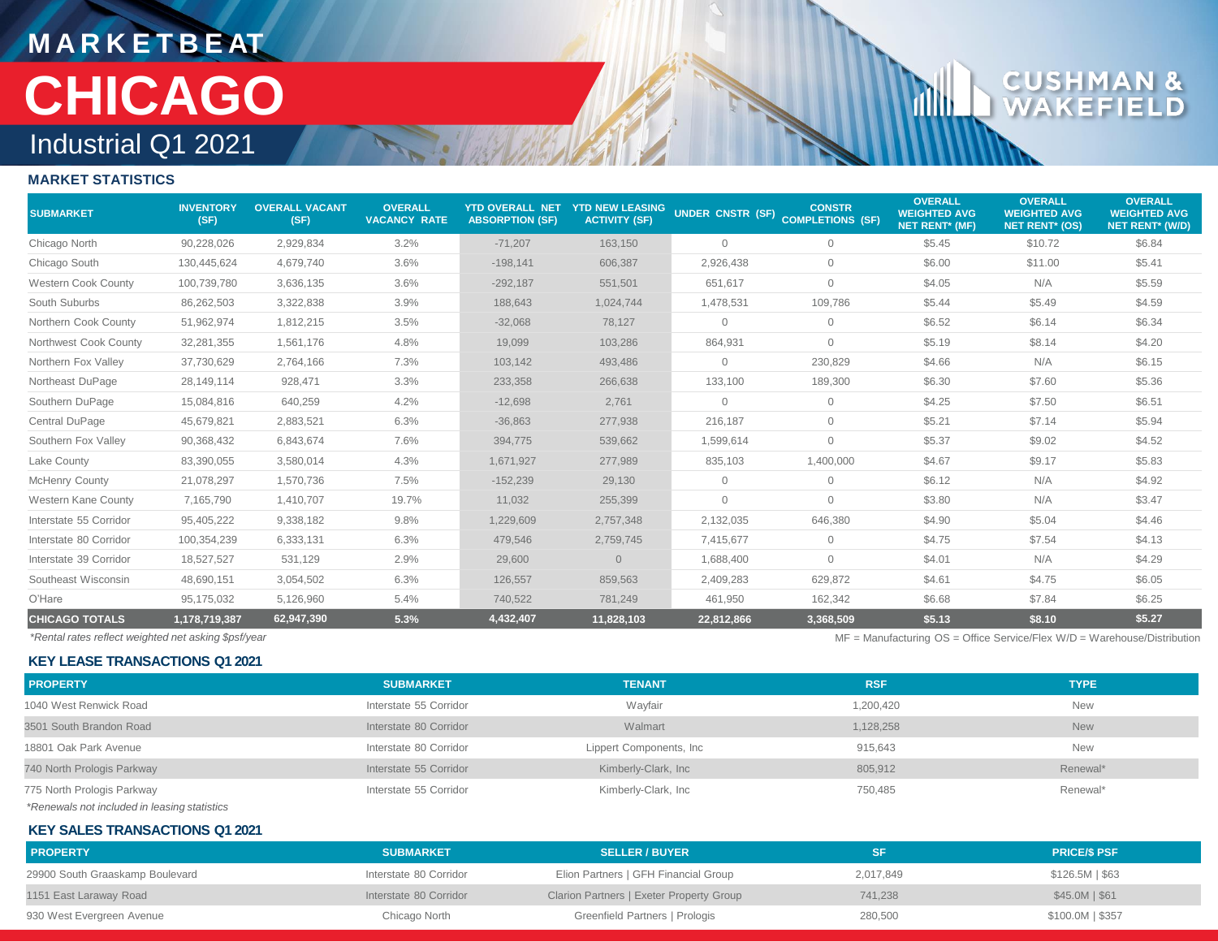# MARKETBEAT

# CHICAGO

## Industrial Q1 2021

### MARKET STATISTICS

| SUBMARKET | INVENTORY (SF) | OVERALL VACANT (SF) | OVERALL VACANCY RATE | YTD OVERALL NET ABSORPTION (SF) | YTD NEW LEASING ACTIVITY (SF) | UNDER CNSTR (SF) | CONSTR COMPLETIONS (SF) | OVERALL WEIGHTED AVG NET RENT* (MF) | OVERALL WEIGHTED AVG NET RENT* (OS) | OVERALL WEIGHTED AVG NET RENT* (W/D) |
|---|---|---|---|---|---|---|---|---|---|---|
| Chicago North | 90,228,026 | 2,929,834 | 3.2% | -71,207 | 163,150 | 0 | 0 | $5.45 | $10.72 | $6.84 |
| Chicago South | 130,445,624 | 4,679,740 | 3.6% | -198,141 | 606,387 | 2,926,438 | 0 | $6.00 | $11.00 | $5.41 |
| Western Cook County | 100,739,780 | 3,636,135 | 3.6% | -292,187 | 551,501 | 651,617 | 0 | $4.05 | N/A | $5.59 |
| South Suburbs | 86,262,503 | 3,322,838 | 3.9% | 188,643 | 1,024,744 | 1,478,531 | 109,786 | $5.44 | $5.49 | $4.59 |
| Northern Cook County | 51,962,974 | 1,812,215 | 3.5% | -32,068 | 78,127 | 0 | 0 | $6.52 | $6.14 | $6.34 |
| Northwest Cook County | 32,281,355 | 1,561,176 | 4.8% | 19,099 | 103,286 | 864,931 | 0 | $5.19 | $8.14 | $4.20 |
| Northern Fox Valley | 37,730,629 | 2,764,166 | 7.3% | 103,142 | 493,486 | 0 | 230,829 | $4.66 | N/A | $6.15 |
| Northeast DuPage | 28,149,114 | 928,471 | 3.3% | 233,358 | 266,638 | 133,100 | 189,300 | $6.30 | $7.60 | $5.36 |
| Southern DuPage | 15,084,816 | 640,259 | 4.2% | -12,698 | 2,761 | 0 | 0 | $4.25 | $7.50 | $6.51 |
| Central DuPage | 45,679,821 | 2,883,521 | 6.3% | -36,863 | 277,938 | 216,187 | 0 | $5.21 | $7.14 | $5.94 |
| Southern Fox Valley | 90,368,432 | 6,843,674 | 7.6% | 394,775 | 539,662 | 1,599,614 | 0 | $5.37 | $9.02 | $4.52 |
| Lake County | 83,390,055 | 3,580,014 | 4.3% | 1,671,927 | 277,989 | 835,103 | 1,400,000 | $4.67 | $9.17 | $5.83 |
| McHenry County | 21,078,297 | 1,570,736 | 7.5% | -152,239 | 29,130 | 0 | 0 | $6.12 | N/A | $4.92 |
| Western Kane County | 7,165,790 | 1,410,707 | 19.7% | 11,032 | 255,399 | 0 | 0 | $3.80 | N/A | $3.47 |
| Interstate 55 Corridor | 95,405,222 | 9,338,182 | 9.8% | 1,229,609 | 2,757,348 | 2,132,035 | 646,380 | $4.90 | $5.04 | $4.46 |
| Interstate 80 Corridor | 100,354,239 | 6,333,131 | 6.3% | 479,546 | 2,759,745 | 7,415,677 | 0 | $4.75 | $7.54 | $4.13 |
| Interstate 39 Corridor | 18,527,527 | 531,129 | 2.9% | 29,600 | 0 | 1,688,400 | 0 | $4.01 | N/A | $4.29 |
| Southeast Wisconsin | 48,690,151 | 3,054,502 | 6.3% | 126,557 | 859,563 | 2,409,283 | 629,872 | $4.61 | $4.75 | $6.05 |
| O'Hare | 95,175,032 | 5,126,960 | 5.4% | 740,522 | 781,249 | 461,950 | 162,342 | $6.68 | $7.84 | $6.25 |
| **CHICAGO TOTALS** | **1,178,719,387** | **62,947,390** | **5.3%** | **4,432,407** | **11,828,103** | **22,812,866** | **3,368,509** | **$5.13** | **$8.10** | **$5.27** |

*Rental rates reflect weighted net asking $psf/year*

MF = Manufacturing OS = Office Service/Flex W/D = Warehouse/Distribution

### KEY LEASE TRANSACTIONS Q1 2021

| PROPERTY | SUBMARKET | TENANT | RSF | TYPE |
|---|---|---|---|---|
| 1040 West Renwick Road | Interstate 55 Corridor | Wayfair | 1,200,420 | New |
| 3501 South Brandon Road | Interstate 80 Corridor | Walmart | 1,128,258 | New |
| 18801 Oak Park Avenue | Interstate 80 Corridor | Lippert Components, Inc | 915,643 | New |
| 740 North Prologis Parkway | Interstate 55 Corridor | Kimberly-Clark, Inc | 805,912 | Renewal* |
| 775 North Prologis Parkway | Interstate 55 Corridor | Kimberly-Clark, Inc | 750,485 | Renewal* |

*Renewals not included in leasing statistics*

### KEY SALES TRANSACTIONS Q1 2021

| PROPERTY | SUBMARKET | SELLER / BUYER | SF | PRICE/$ PSF |
|---|---|---|---|---|
| 29900 South Graaskamp Boulevard | Interstate 80 Corridor | Elion Partners \| GFH Financial Group | 2,017,849 | $126.5M \| $63 |
| 1151 East Laraway Road | Interstate 80 Corridor | Clarion Partners \| Exeter Property Group | 741,238 | $45.0M \| $61 |
| 930 West Evergreen Avenue | Chicago North | Greenfield Partners \| Prologis | 280,500 | $100.0M \| $357 |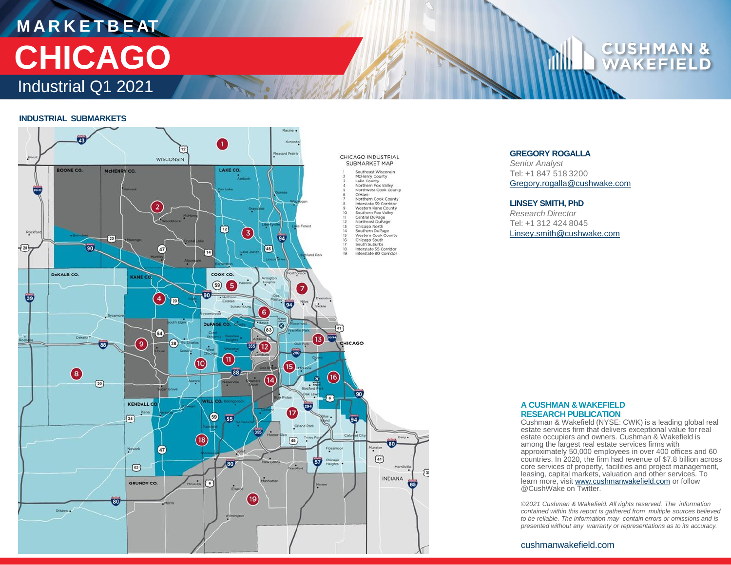MARKETBEAT

# CHICAGO

Industrial Q1 2021

## INDUSTRIAL SUBMARKETS

CHICAGO INDUSTRIAL SUBMARKET MAP

1. Southeast Wisconsin
2. McHenry County
3. Lake County
4. Northern Fox Valley
5. Northwest Cook County
6. O'Hare
7. Northern Cook County
8. Interstate 39 Corridor
9. Western Kane County
10. Southern Fox Valley
11. Central DuPage
12. Northeast DuPage
13. Chicago North
14. Southern DuPage
15. Western Cook County
16. Chicago South
17. South Suburbs
18. Interstate 55 Corridor
19. Interstate 80 Corridor

**GREGORY ROGALLA**
*Senior Analyst*
Tel: +1 847 518 3200
Gregory.rogalla@cushwake.com

**LINSEY SMITH, PhD**
*Research Director*
Tel: +1 312 424 8045
Linsey.smith@cushwake.com

**A CUSHMAN & WAKEFIELD RESEARCH PUBLICATION**

Cushman & Wakefield (NYSE: CWK) is a leading global real estate services firm that delivers exceptional value for real estate occupiers and owners. Cushman & Wakefield is among the largest real estate services firms with approximately 50,000 employees in over 400 offices and 60 countries. In 2020, the firm had revenue of $7.8 billion across core services of property, facilities and project management, leasing, capital markets, valuation and other services. To learn more, visit www.cushmanwakefield.com or follow @CushWake on Twitter.

*©2021 Cushman & Wakefield. All rights reserved. The information contained within this report is gathered from multiple sources believed to be reliable. The information may contain errors or omissions and is presented without any warranty or representations as to its accuracy.*

cushmanwakefield.com